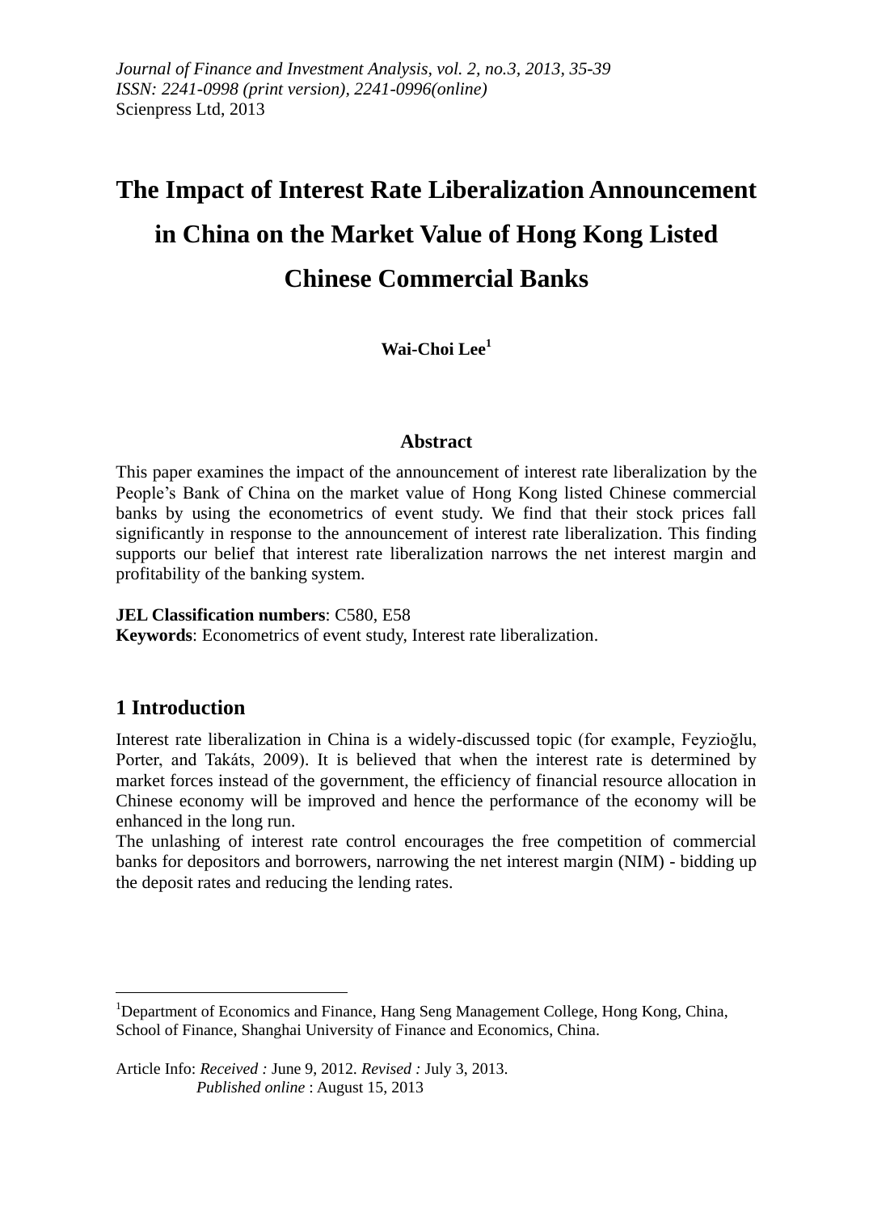# The Impact of Interest Rate Liberalization Announcement in China on the Market Value of Hong Kong Listed Chinese Commercial Banks

**Wai-Choi Lee**[1]

### Abstract

This paper examines the impact of the announcement of interest rate liberalization by the People's Bank of China on the market value of Hong Kong listed Chinese commercial banks by using the econometrics of event study. We find that their stock prices fall significantly in response to the announcement of interest rate liberalization. This finding supports our belief that interest rate liberalization narrows the net interest margin and profitability of the banking system.

**JEL Classification numbers**: C580, E58
**Keywords**: Econometrics of event study, Interest rate liberalization.

## 1 Introduction

Interest rate liberalization in China is a widely-discussed topic (for example, Feyzioğlu, Porter, and Takáts, 2009). It is believed that when the interest rate is determined by market forces instead of the government, the efficiency of financial resource allocation in Chinese economy will be improved and hence the performance of the economy will be enhanced in the long run.

The unlashing of interest rate control encourages the free competition of commercial banks for depositors and borrowers, narrowing the net interest margin (NIM) - bidding up the deposit rates and reducing the lending rates.

---

[1] Department of Economics and Finance, Hang Seng Management College, Hong Kong, China, School of Finance, Shanghai University of Finance and Economics, China.

Article Info: *Received :* June 9, 2012. *Revised :* July 3, 2013.
*Published online* : August 15, 2013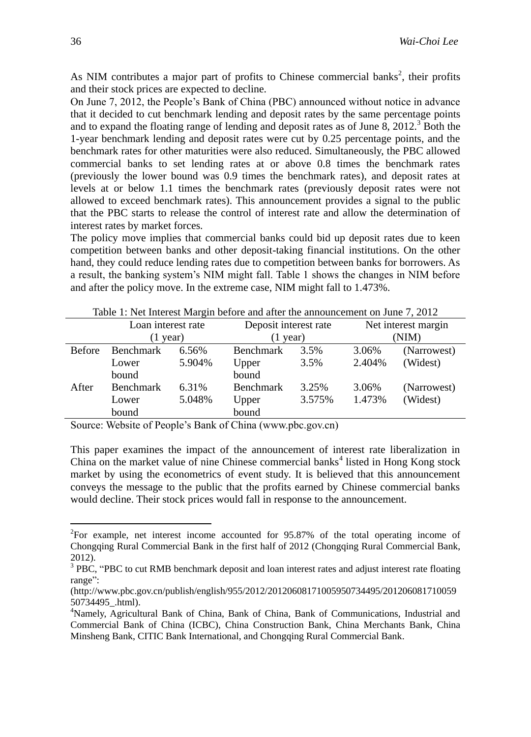As NIM contributes a major part of profits to Chinese commercial banks[2], their profits and their stock prices are expected to decline.

On June 7, 2012, the People's Bank of China (PBC) announced without notice in advance that it decided to cut benchmark lending and deposit rates by the same percentage points and to expand the floating range of lending and deposit rates as of June 8, 2012.[3] Both the 1-year benchmark lending and deposit rates were cut by 0.25 percentage points, and the benchmark rates for other maturities were also reduced. Simultaneously, the PBC allowed commercial banks to set lending rates at or above 0.8 times the benchmark rates (previously the lower bound was 0.9 times the benchmark rates), and deposit rates at levels at or below 1.1 times the benchmark rates (previously deposit rates were not allowed to exceed benchmark rates). This announcement provides a signal to the public that the PBC starts to release the control of interest rate and allow the determination of interest rates by market forces.

The policy move implies that commercial banks could bid up deposit rates due to keen competition between banks and other deposit-taking financial institutions. On the other hand, they could reduce lending rates due to competition between banks for borrowers. As a result, the banking system's NIM might fall. Table 1 shows the changes in NIM before and after the policy move. In the extreme case, NIM might fall to 1.473%.

Table 1: Net Interest Margin before and after the announcement on June 7, 2012

| | Loan interest rate (1 year) | | Deposit interest rate (1 year) | | Net interest margin (NIM) | |
|---|---|---|---|---|---|---|
| Before | Benchmark | 6.56% | Benchmark | 3.5% | 3.06% | (Narrowest) |
| | Lower bound | 5.904% | Upper bound | 3.5% | 2.404% | (Widest) |
| After | Benchmark | 6.31% | Benchmark | 3.25% | 3.06% | (Narrowest) |
| | Lower bound | 5.048% | Upper bound | 3.575% | 1.473% | (Widest) |

Source: Website of People's Bank of China (www.pbc.gov.cn)

This paper examines the impact of the announcement of interest rate liberalization in China on the market value of nine Chinese commercial banks[4] listed in Hong Kong stock market by using the econometrics of event study. It is believed that this announcement conveys the message to the public that the profits earned by Chinese commercial banks would decline. Their stock prices would fall in response to the announcement.

---

[2] For example, net interest income accounted for 95.87% of the total operating income of Chongqing Rural Commercial Bank in the first half of 2012 (Chongqing Rural Commercial Bank, 2012).

[3] PBC, "PBC to cut RMB benchmark deposit and loan interest rates and adjust interest rate floating range": (http://www.pbc.gov.cn/publish/english/955/2012/20120608171005950734495/20120608171005950734495_.html).

[4] Namely, Agricultural Bank of China, Bank of China, Bank of Communications, Industrial and Commercial Bank of China (ICBC), China Construction Bank, China Merchants Bank, China Minsheng Bank, CITIC Bank International, and Chongqing Rural Commercial Bank.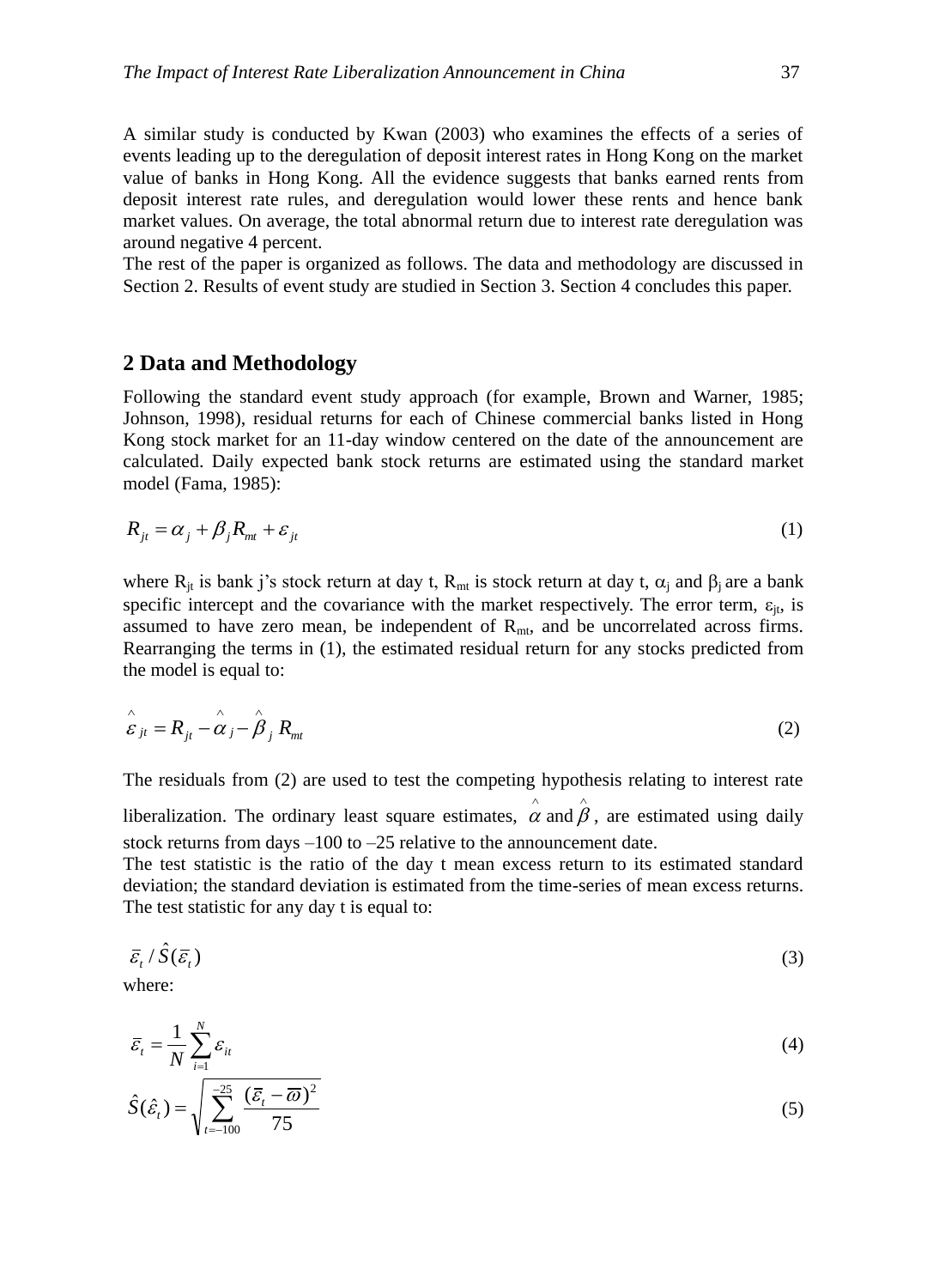A similar study is conducted by Kwan (2003) who examines the effects of a series of events leading up to the deregulation of deposit interest rates in Hong Kong on the market value of banks in Hong Kong. All the evidence suggests that banks earned rents from deposit interest rate rules, and deregulation would lower these rents and hence bank market values. On average, the total abnormal return due to interest rate deregulation was around negative 4 percent.

The rest of the paper is organized as follows. The data and methodology are discussed in Section 2. Results of event study are studied in Section 3. Section 4 concludes this paper.

## 2 Data and Methodology

Following the standard event study approach (for example, Brown and Warner, 1985; Johnson, 1998), residual returns for each of Chinese commercial banks listed in Hong Kong stock market for an 11-day window centered on the date of the announcement are calculated. Daily expected bank stock returns are estimated using the standard market model (Fama, 1985):

$$R_{jt} = \alpha_j + \beta_j R_{mt} + \varepsilon_{jt} \tag{1}$$

where $R_{jt}$ is bank j's stock return at day t, $R_{mt}$ is stock return at day t, $\alpha_j$ and $\beta_j$ are a bank specific intercept and the covariance with the market respectively. The error term, $\varepsilon_{jt}$, is assumed to have zero mean, be independent of $R_{mt}$, and be uncorrelated across firms. Rearranging the terms in (1), the estimated residual return for any stocks predicted from the model is equal to:

$$\hat{\varepsilon}_{jt} = R_{jt} - \hat{\alpha}_j - \hat{\beta}_j R_{mt} \tag{2}$$

The residuals from (2) are used to test the competing hypothesis relating to interest rate liberalization. The ordinary least square estimates, $\hat{\alpha}$ and $\hat{\beta}$, are estimated using daily stock returns from days –100 to –25 relative to the announcement date.

The test statistic is the ratio of the day t mean excess return to its estimated standard deviation; the standard deviation is estimated from the time-series of mean excess returns. The test statistic for any day t is equal to:

$$\bar{\varepsilon}_t / \hat{S}(\bar{\varepsilon}_t) \tag{3}$$

where:

$$\bar{\varepsilon}_t = \frac{1}{N} \sum_{i=1}^{N} \varepsilon_{it} \tag{4}$$

$$\hat{S}(\hat{\varepsilon}_t) = \sqrt{\sum_{t=-100}^{-25} \frac{(\bar{\varepsilon}_t - \bar{\varpi})^2}{75}} \tag{5}$$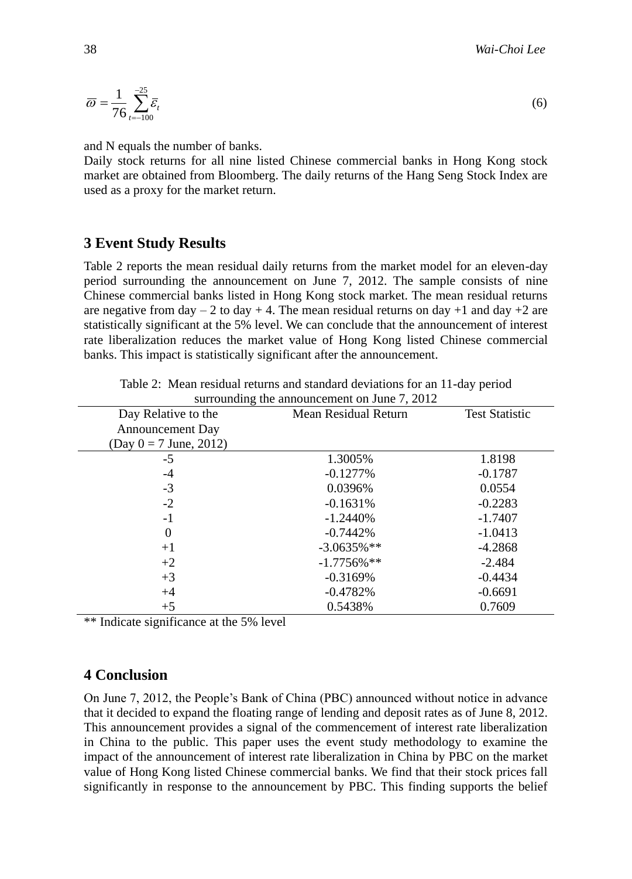$$\overline{\varpi} = \frac{1}{76} \sum_{t=-100}^{-25} \overline{\varepsilon}_t \tag{6}$$

and N equals the number of banks.

Daily stock returns for all nine listed Chinese commercial banks in Hong Kong stock market are obtained from Bloomberg. The daily returns of the Hang Seng Stock Index are used as a proxy for the market return.

## 3 Event Study Results

Table 2 reports the mean residual daily returns from the market model for an eleven-day period surrounding the announcement on June 7, 2012. The sample consists of nine Chinese commercial banks listed in Hong Kong stock market. The mean residual returns are negative from day – 2 to day + 4. The mean residual returns on day +1 and day +2 are statistically significant at the 5% level. We can conclude that the announcement of interest rate liberalization reduces the market value of Hong Kong listed Chinese commercial banks. This impact is statistically significant after the announcement.

Table 2: Mean residual returns and standard deviations for an 11-day period surrounding the announcement on June 7, 2012

| Day Relative to the Announcement Day (Day 0 = 7 June, 2012) | Mean Residual Return | Test Statistic |
|---|---|---|
| -5 | 1.3005% | 1.8198 |
| -4 | -0.1277% | -0.1787 |
| -3 | 0.0396% | 0.0554 |
| -2 | -0.1631% | -0.2283 |
| -1 | -1.2440% | -1.7407 |
| 0 | -0.7442% | -1.0413 |
| +1 | -3.0635%** | -4.2868 |
| +2 | -1.7756%** | -2.484 |
| +3 | -0.3169% | -0.4434 |
| +4 | -0.4782% | -0.6691 |
| +5 | 0.5438% | 0.7609 |

** Indicate significance at the 5% level

## 4 Conclusion

On June 7, 2012, the People's Bank of China (PBC) announced without notice in advance that it decided to expand the floating range of lending and deposit rates as of June 8, 2012. This announcement provides a signal of the commencement of interest rate liberalization in China to the public. This paper uses the event study methodology to examine the impact of the announcement of interest rate liberalization in China by PBC on the market value of Hong Kong listed Chinese commercial banks. We find that their stock prices fall significantly in response to the announcement by PBC. This finding supports the belief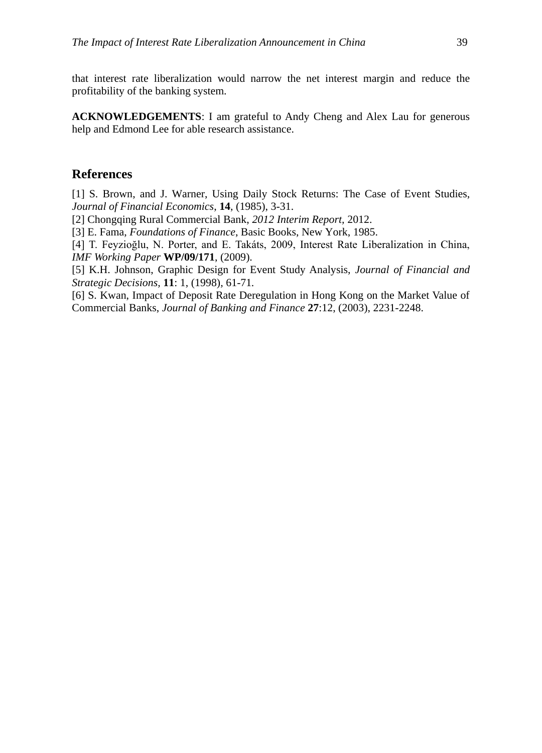that interest rate liberalization would narrow the net interest margin and reduce the profitability of the banking system.

**ACKNOWLEDGEMENTS**: I am grateful to Andy Cheng and Alex Lau for generous help and Edmond Lee for able research assistance.

## References

[1] S. Brown, and J. Warner, Using Daily Stock Returns: The Case of Event Studies, *Journal of Financial Economics*, **14**, (1985), 3-31.

[2] Chongqing Rural Commercial Bank, *2012 Interim Report*, 2012.

[3] E. Fama, *Foundations of Finance*, Basic Books, New York, 1985.

[4] T. Feyzioğlu, N. Porter, and E. Takáts, 2009, Interest Rate Liberalization in China, *IMF Working Paper* **WP/09/171**, (2009).

[5] K.H. Johnson, Graphic Design for Event Study Analysis, *Journal of Financial and Strategic Decisions*, **11**: 1, (1998), 61-71.

[6] S. Kwan, Impact of Deposit Rate Deregulation in Hong Kong on the Market Value of Commercial Banks, *Journal of Banking and Finance* **27**:12, (2003), 2231-2248.